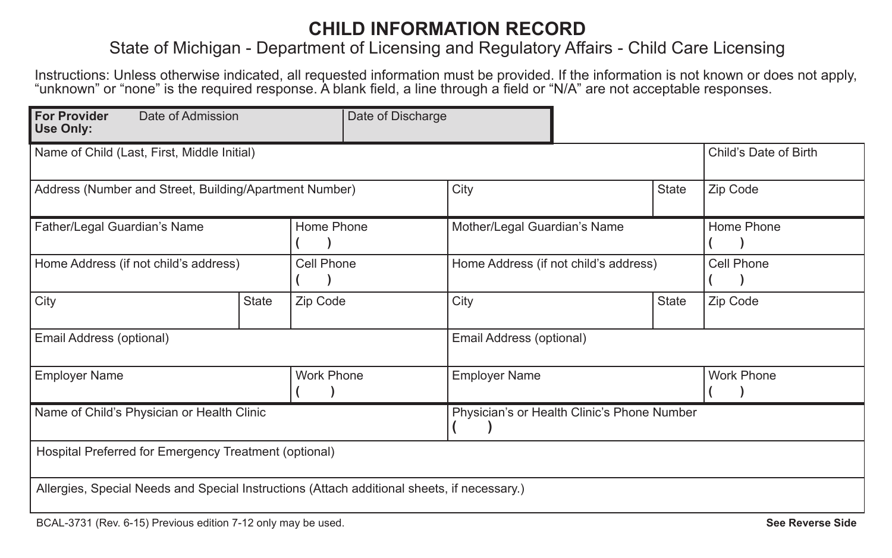# CHILD INFORMATION RECORD

State of Michigan - Department of Licensing and Regulatory Affairs - Child Care Licensing

Instructions: Unless otherwise indicated, all requested information must be provided. If the information is not known or does not apply, "unknown" or "none" is the required response. A blank field, a line through a field or "N/A" are not acceptable responses.

| **For Provider Use Only:** Date of Admission | Date of Discharge |
|---|---|
| | |

| Name of Child (Last, First, Middle Initial) | | | | Child's Date of Birth |
|---|---|---|---|---|
| Address (Number and Street, Building/Apartment Number) | | City | State | Zip Code |

| Father/Legal Guardian's Name | | Home Phone ( ) | Mother/Legal Guardian's Name | | Home Phone ( ) |
|---|---|---|---|---|---|
| Home Address (if not child's address) | | Cell Phone ( ) | Home Address (if not child's address) | | Cell Phone ( ) |
| City | State | Zip Code | City | State | Zip Code |
| Email Address (optional) | | | Email Address (optional) | | |
| Employer Name | | Work Phone ( ) | Employer Name | | Work Phone ( ) |

| Name of Child's Physician or Health Clinic | Physician's or Health Clinic's Phone Number ( ) |
|---|---|
| Hospital Preferred for Emergency Treatment (optional) | |
| Allergies, Special Needs and Special Instructions (Attach additional sheets, if necessary.) | |

BCAL-3731 (Rev. 6-15) Previous edition 7-12 only may be used.

**See Reverse Side**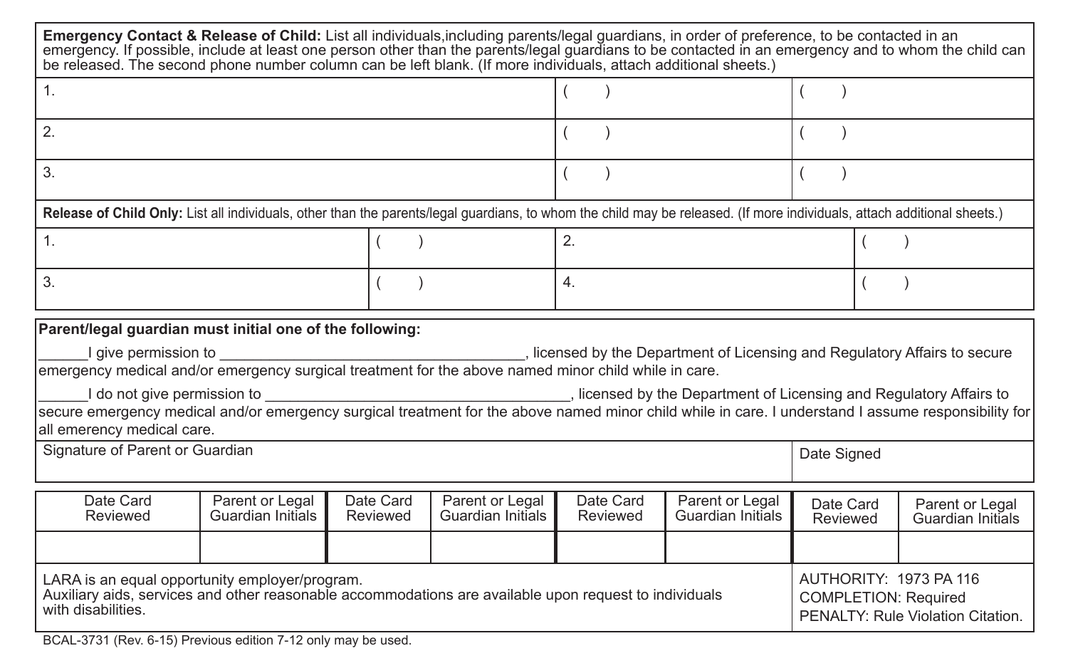| | | |
|---|---|---|
| **Emergency Contact & Release of Child:** List all individuals,including parents/legal guardians, in order of preference, to be contacted in an emergency. If possible, include at least one person other than the parents/legal guardians to be contacted in an emergency and to whom the child can be released. The second phone number column can be left blank. (If more individuals, attach additional sheets.) | | |
| 1. | (    ) | (    ) |
| 2. | (    ) | (    ) |
| 3. | (    ) | (    ) |

| | | | |
|---|---|---|---|
| **Release of Child Only:** List all individuals, other than the parents/legal guardians, to whom the child may be released. (If more individuals, attach additional sheets.) | | | |
| 1. | (    ) | 2. | (    ) |
| 3. | (    ) | 4. | (    ) |

**Parent/legal guardian must initial one of the following:**

______I give permission to _____________________________________, licensed by the Department of Licensing and Regulatory Affairs to secure emergency medical and/or emergency surgical treatment for the above named minor child while in care.

______I do not give permission to _____________________________________, licensed by the Department of Licensing and Regulatory Affairs to secure emergency medical and/or emergency surgical treatment for the above named minor child while in care. I understand I assume responsibility for all emerency medical care.

| Signature of Parent or Guardian | Date Signed |
|---|---|
| | |

| Date Card Reviewed | Parent or Legal Guardian Initials | Date Card Reviewed | Parent or Legal Guardian Initials | Date Card Reviewed | Parent or Legal Guardian Initials | Date Card Reviewed | Parent or Legal Guardian Initials |
|---|---|---|---|---|---|---|---|
| | | | | | | | |

| | |
|---|---|
| LARA is an equal opportunity employer/program.<br>Auxiliary aids, services and other reasonable accommodations are available upon request to individuals with disabilities. | AUTHORITY: 1973 PA 116<br>COMPLETION: Required<br>PENALTY: Rule Violation Citation. |

BCAL-3731 (Rev. 6-15) Previous edition 7-12 only may be used.